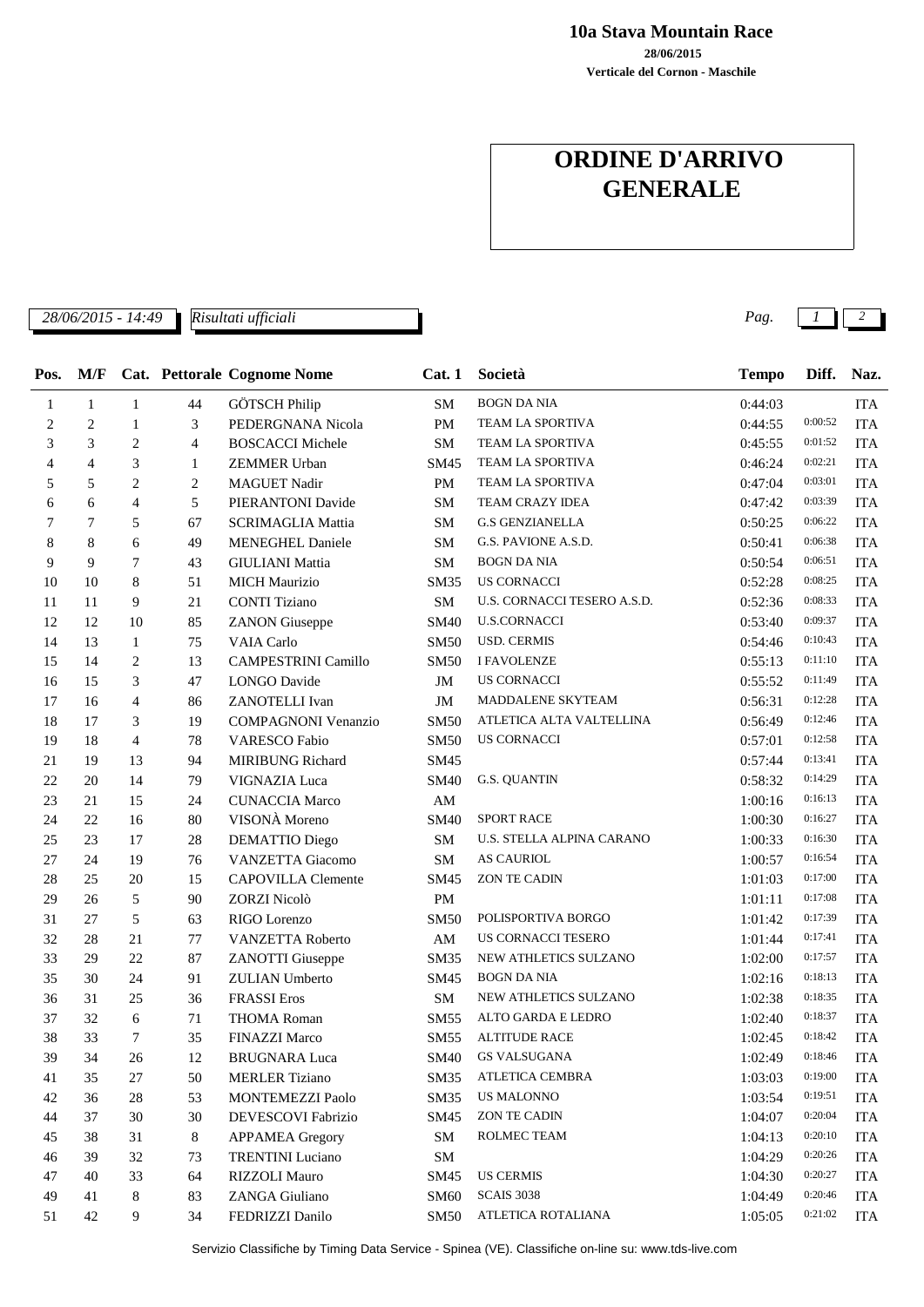**10a Stava Mountain Race**

**28/06/2015**

**Verticale del Cornon - Maschile**

# ORDINE D'ARRIVO GENERALE

*28/06/2015 - 14:49* *Risultati ufficiali*

| Pos. | M/F | Cat. | Pettorale | Cognome Nome | Cat. 1 | Società | Tempo | Diff. | Naz. |
|---|---|---|---|---|---|---|---|---|---|
| 1 | 1 | 1 | 44 | GÖTSCH Philip | SM | BOGN DA NIA | 0:44:03 | | ITA |
| 2 | 2 | 1 | 3 | PEDERGNANA Nicola | PM | TEAM LA SPORTIVA | 0:44:55 | 0:00:52 | ITA |
| 3 | 3 | 2 | 4 | BOSCACCI Michele | SM | TEAM LA SPORTIVA | 0:45:55 | 0:01:52 | ITA |
| 4 | 4 | 3 | 1 | ZEMMER Urban | SM45 | TEAM LA SPORTIVA | 0:46:24 | 0:02:21 | ITA |
| 5 | 5 | 2 | 2 | MAGUET Nadir | PM | TEAM LA SPORTIVA | 0:47:04 | 0:03:01 | ITA |
| 6 | 6 | 4 | 5 | PIERANTONI Davide | SM | TEAM CRAZY IDEA | 0:47:42 | 0:03:39 | ITA |
| 7 | 7 | 5 | 67 | SCRIMAGLIA Mattia | SM | G.S GENZIANELLA | 0:50:25 | 0:06:22 | ITA |
| 8 | 8 | 6 | 49 | MENEGHEL Daniele | SM | G.S. PAVIONE A.S.D. | 0:50:41 | 0:06:38 | ITA |
| 9 | 9 | 7 | 43 | GIULIANI Mattia | SM | BOGN DA NIA | 0:50:54 | 0:06:51 | ITA |
| 10 | 10 | 8 | 51 | MICH Maurizio | SM35 | US CORNACCI | 0:52:28 | 0:08:25 | ITA |
| 11 | 11 | 9 | 21 | CONTI Tiziano | SM | U.S. CORNACCI TESERO A.S.D. | 0:52:36 | 0:08:33 | ITA |
| 12 | 12 | 10 | 85 | ZANON Giuseppe | SM40 | U.S.CORNACCI | 0:53:40 | 0:09:37 | ITA |
| 14 | 13 | 1 | 75 | VAIA Carlo | SM50 | USD. CERMIS | 0:54:46 | 0:10:43 | ITA |
| 15 | 14 | 2 | 13 | CAMPESTRINI Camillo | SM50 | I FAVOLENZE | 0:55:13 | 0:11:10 | ITA |
| 16 | 15 | 3 | 47 | LONGO Davide | JM | US CORNACCI | 0:55:52 | 0:11:49 | ITA |
| 17 | 16 | 4 | 86 | ZANOTELLI Ivan | JM | MADDALENE SKYTEAM | 0:56:31 | 0:12:28 | ITA |
| 18 | 17 | 3 | 19 | COMPAGNONI Venanzio | SM50 | ATLETICA ALTA VALTELLINA | 0:56:49 | 0:12:46 | ITA |
| 19 | 18 | 4 | 78 | VARESCO Fabio | SM50 | US CORNACCI | 0:57:01 | 0:12:58 | ITA |
| 21 | 19 | 13 | 94 | MIRIBUNG Richard | SM45 | | 0:57:44 | 0:13:41 | ITA |
| 22 | 20 | 14 | 79 | VIGNAZIA Luca | SM40 | G.S. QUANTIN | 0:58:32 | 0:14:29 | ITA |
| 23 | 21 | 15 | 24 | CUNACCIA Marco | AM | | 1:00:16 | 0:16:13 | ITA |
| 24 | 22 | 16 | 80 | VISONÀ Moreno | SM40 | SPORT RACE | 1:00:30 | 0:16:27 | ITA |
| 25 | 23 | 17 | 28 | DEMATTIO Diego | SM | U.S. STELLA ALPINA CARANO | 1:00:33 | 0:16:30 | ITA |
| 27 | 24 | 19 | 76 | VANZETTA Giacomo | SM | AS CAURIOL | 1:00:57 | 0:16:54 | ITA |
| 28 | 25 | 20 | 15 | CAPOVILLA Clemente | SM45 | ZON TE CADIN | 1:01:03 | 0:17:00 | ITA |
| 29 | 26 | 5 | 90 | ZORZI Nicolò | PM | | 1:01:11 | 0:17:08 | ITA |
| 31 | 27 | 5 | 63 | RIGO Lorenzo | SM50 | POLISPORTIVA BORGO | 1:01:42 | 0:17:39 | ITA |
| 32 | 28 | 21 | 77 | VANZETTA Roberto | AM | US CORNACCI TESERO | 1:01:44 | 0:17:41 | ITA |
| 33 | 29 | 22 | 87 | ZANOTTI Giuseppe | SM35 | NEW ATHLETICS SULZANO | 1:02:00 | 0:17:57 | ITA |
| 35 | 30 | 24 | 91 | ZULIAN Umberto | SM45 | BOGN DA NIA | 1:02:16 | 0:18:13 | ITA |
| 36 | 31 | 25 | 36 | FRASSI Eros | SM | NEW ATHLETICS SULZANO | 1:02:38 | 0:18:35 | ITA |
| 37 | 32 | 6 | 71 | THOMA Roman | SM55 | ALTO GARDA E LEDRO | 1:02:40 | 0:18:37 | ITA |
| 38 | 33 | 7 | 35 | FINAZZI Marco | SM55 | ALTITUDE RACE | 1:02:45 | 0:18:42 | ITA |
| 39 | 34 | 26 | 12 | BRUGNARA Luca | SM40 | GS VALSUGANA | 1:02:49 | 0:18:46 | ITA |
| 41 | 35 | 27 | 50 | MERLER Tiziano | SM35 | ATLETICA CEMBRA | 1:03:03 | 0:19:00 | ITA |
| 42 | 36 | 28 | 53 | MONTEMEZZI Paolo | SM35 | US MALONNO | 1:03:54 | 0:19:51 | ITA |
| 44 | 37 | 30 | 30 | DEVESCOVI Fabrizio | SM45 | ZON TE CADIN | 1:04:07 | 0:20:04 | ITA |
| 45 | 38 | 31 | 8 | APPAMEA Gregory | SM | ROLMEC TEAM | 1:04:13 | 0:20:10 | ITA |
| 46 | 39 | 32 | 73 | TRENTINI Luciano | SM | | 1:04:29 | 0:20:26 | ITA |
| 47 | 40 | 33 | 64 | RIZZOLI Mauro | SM45 | US CERMIS | 1:04:30 | 0:20:27 | ITA |
| 49 | 41 | 8 | 83 | ZANGA Giuliano | SM60 | SCAIS 3038 | 1:04:49 | 0:20:46 | ITA |
| 51 | 42 | 9 | 34 | FEDRIZZI Danilo | SM50 | ATLETICA ROTALIANA | 1:05:05 | 0:21:02 | ITA |

Servizio Classifiche by Timing Data Service - Spinea (VE). Classifiche on-line su: www.tds-live.com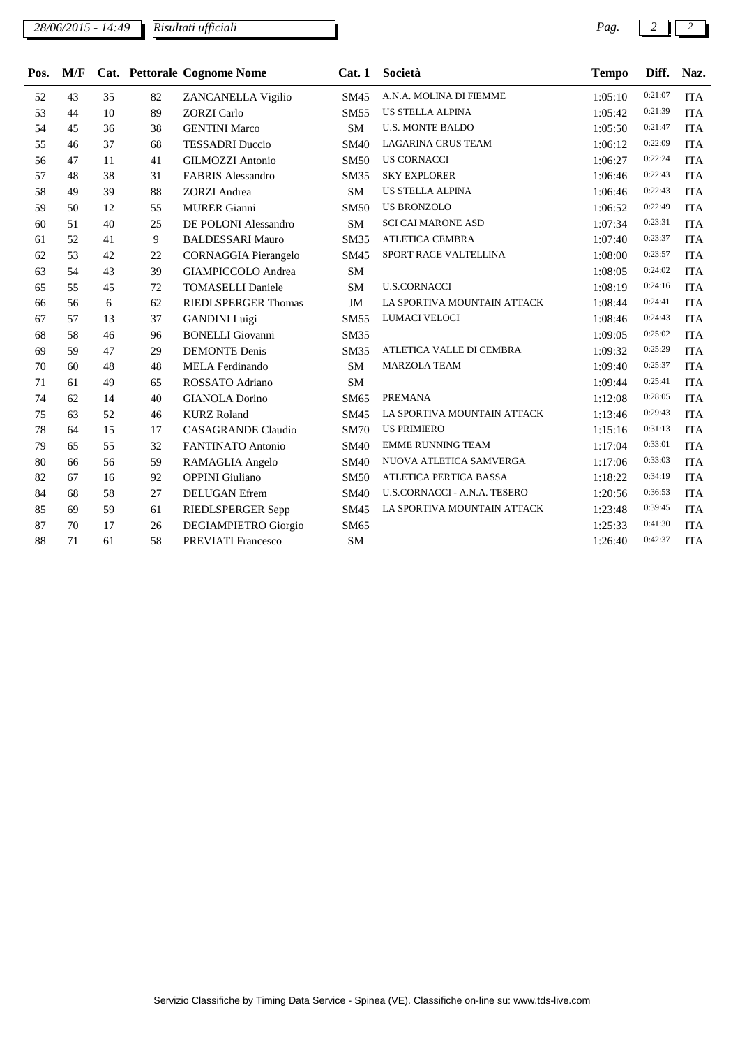| Pos. | M/F | Cat. | Pettorale | Cognome Nome | Cat. 1 | Società | Tempo | Diff. | Naz. |
|---|---|---|---|---|---|---|---|---|---|
| 52 | 43 | 35 | 82 | ZANCANELLA Vigilio | SM45 | A.N.A. MOLINA DI FIEMME | 1:05:10 | 0:21:07 | ITA |
| 53 | 44 | 10 | 89 | ZORZI Carlo | SM55 | US STELLA ALPINA | 1:05:42 | 0:21:39 | ITA |
| 54 | 45 | 36 | 38 | GENTINI Marco | SM | U.S. MONTE BALDO | 1:05:50 | 0:21:47 | ITA |
| 55 | 46 | 37 | 68 | TESSADRI Duccio | SM40 | LAGARINA CRUS TEAM | 1:06:12 | 0:22:09 | ITA |
| 56 | 47 | 11 | 41 | GILMOZZI Antonio | SM50 | US CORNACCI | 1:06:27 | 0:22:24 | ITA |
| 57 | 48 | 38 | 31 | FABRIS Alessandro | SM35 | SKY EXPLORER | 1:06:46 | 0:22:43 | ITA |
| 58 | 49 | 39 | 88 | ZORZI Andrea | SM | US STELLA ALPINA | 1:06:46 | 0:22:43 | ITA |
| 59 | 50 | 12 | 55 | MURER Gianni | SM50 | US BRONZOLO | 1:06:52 | 0:22:49 | ITA |
| 60 | 51 | 40 | 25 | DE POLONI Alessandro | SM | SCI CAI MARONE ASD | 1:07:34 | 0:23:31 | ITA |
| 61 | 52 | 41 | 9 | BALDESSARI Mauro | SM35 | ATLETICA CEMBRA | 1:07:40 | 0:23:37 | ITA |
| 62 | 53 | 42 | 22 | CORNAGGIA Pierangelo | SM45 | SPORT RACE VALTELLINA | 1:08:00 | 0:23:57 | ITA |
| 63 | 54 | 43 | 39 | GIAMPICCOLO Andrea | SM | | 1:08:05 | 0:24:02 | ITA |
| 65 | 55 | 45 | 72 | TOMASELLI Daniele | SM | U.S.CORNACCI | 1:08:19 | 0:24:16 | ITA |
| 66 | 56 | 6 | 62 | RIEDLSPERGER Thomas | JM | LA SPORTIVA MOUNTAIN ATTACK | 1:08:44 | 0:24:41 | ITA |
| 67 | 57 | 13 | 37 | GANDINI Luigi | SM55 | LUMACI VELOCI | 1:08:46 | 0:24:43 | ITA |
| 68 | 58 | 46 | 96 | BONELLI Giovanni | SM35 | | 1:09:05 | 0:25:02 | ITA |
| 69 | 59 | 47 | 29 | DEMONTE Denis | SM35 | ATLETICA VALLE DI CEMBRA | 1:09:32 | 0:25:29 | ITA |
| 70 | 60 | 48 | 48 | MELA Ferdinando | SM | MARZOLA TEAM | 1:09:40 | 0:25:37 | ITA |
| 71 | 61 | 49 | 65 | ROSSATO Adriano | SM | | 1:09:44 | 0:25:41 | ITA |
| 74 | 62 | 14 | 40 | GIANOLA Dorino | SM65 | PREMANA | 1:12:08 | 0:28:05 | ITA |
| 75 | 63 | 52 | 46 | KURZ Roland | SM45 | LA SPORTIVA MOUNTAIN ATTACK | 1:13:46 | 0:29:43 | ITA |
| 78 | 64 | 15 | 17 | CASAGRANDE Claudio | SM70 | US PRIMIERO | 1:15:16 | 0:31:13 | ITA |
| 79 | 65 | 55 | 32 | FANTINATO Antonio | SM40 | EMME RUNNING TEAM | 1:17:04 | 0:33:01 | ITA |
| 80 | 66 | 56 | 59 | RAMAGLIA Angelo | SM40 | NUOVA ATLETICA SAMVERGA | 1:17:06 | 0:33:03 | ITA |
| 82 | 67 | 16 | 92 | OPPINI Giuliano | SM50 | ATLETICA PERTICA BASSA | 1:18:22 | 0:34:19 | ITA |
| 84 | 68 | 58 | 27 | DELUGAN Efrem | SM40 | U.S.CORNACCI - A.N.A. TESERO | 1:20:56 | 0:36:53 | ITA |
| 85 | 69 | 59 | 61 | RIEDLSPERGER Sepp | SM45 | LA SPORTIVA MOUNTAIN ATTACK | 1:23:48 | 0:39:45 | ITA |
| 87 | 70 | 17 | 26 | DEGIAMPIETRO Giorgio | SM65 | | 1:25:33 | 0:41:30 | ITA |
| 88 | 71 | 61 | 58 | PREVIATI Francesco | SM | | 1:26:40 | 0:42:37 | ITA |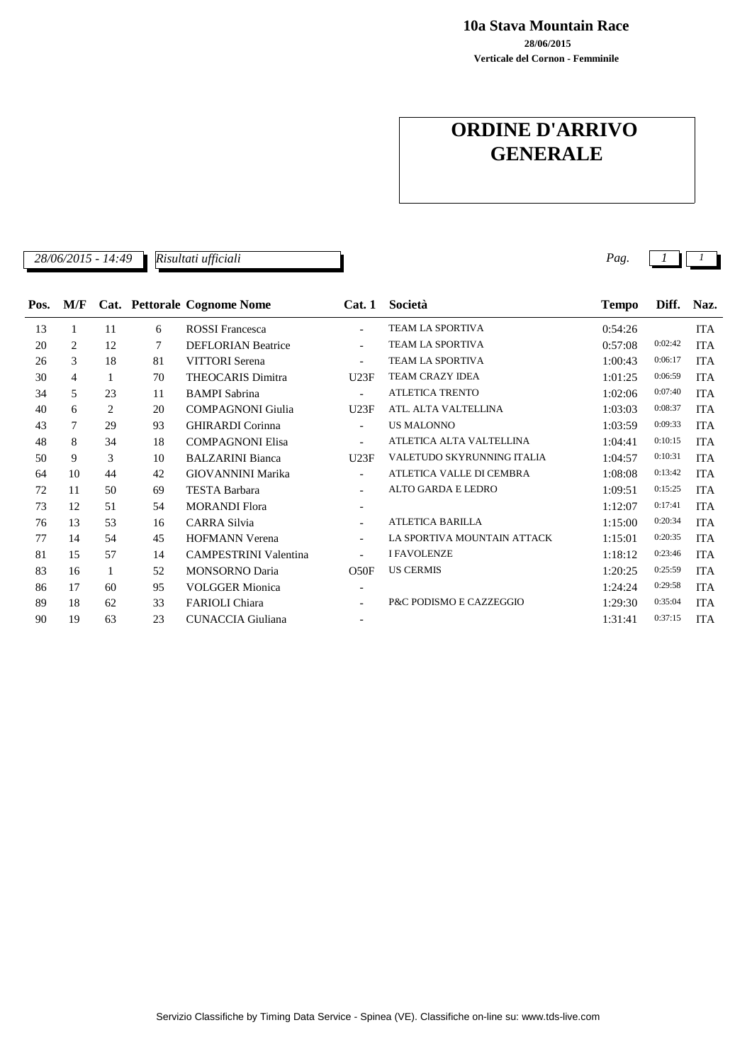**10a Stava Mountain Race**

**28/06/2015**

**Verticale del Cornon - Femminile**

# ORDINE D'ARRIVO GENERALE

*28/06/2015 - 14:49* *Risultati ufficiali*

| Pos. | M/F | Cat. | Pettorale | Cognome Nome | Cat. 1 | Società | Tempo | Diff. | Naz. |
|---|---|---|---|---|---|---|---|---|---|
| 13 | 1 | 11 | 6 | ROSSI Francesca | - | TEAM LA SPORTIVA | 0:54:26 | | ITA |
| 20 | 2 | 12 | 7 | DEFLORIAN Beatrice | - | TEAM LA SPORTIVA | 0:57:08 | 0:02:42 | ITA |
| 26 | 3 | 18 | 81 | VITTORI Serena | - | TEAM LA SPORTIVA | 1:00:43 | 0:06:17 | ITA |
| 30 | 4 | 1 | 70 | THEOCARIS Dimitra | U23F | TEAM CRAZY IDEA | 1:01:25 | 0:06:59 | ITA |
| 34 | 5 | 23 | 11 | BAMPI Sabrina | - | ATLETICA TRENTO | 1:02:06 | 0:07:40 | ITA |
| 40 | 6 | 2 | 20 | COMPAGNONI Giulia | U23F | ATL. ALTA VALTELLINA | 1:03:03 | 0:08:37 | ITA |
| 43 | 7 | 29 | 93 | GHIRARDI Corinna | - | US MALONNO | 1:03:59 | 0:09:33 | ITA |
| 48 | 8 | 34 | 18 | COMPAGNONI Elisa | - | ATLETICA ALTA VALTELLINA | 1:04:41 | 0:10:15 | ITA |
| 50 | 9 | 3 | 10 | BALZARINI Bianca | U23F | VALETUDO SKYRUNNING ITALIA | 1:04:57 | 0:10:31 | ITA |
| 64 | 10 | 44 | 42 | GIOVANNINI Marika | - | ATLETICA VALLE DI CEMBRA | 1:08:08 | 0:13:42 | ITA |
| 72 | 11 | 50 | 69 | TESTA Barbara | - | ALTO GARDA E LEDRO | 1:09:51 | 0:15:25 | ITA |
| 73 | 12 | 51 | 54 | MORANDI Flora | - | | 1:12:07 | 0:17:41 | ITA |
| 76 | 13 | 53 | 16 | CARRA Silvia | - | ATLETICA BARILLA | 1:15:00 | 0:20:34 | ITA |
| 77 | 14 | 54 | 45 | HOFMANN Verena | - | LA SPORTIVA MOUNTAIN ATTACK | 1:15:01 | 0:20:35 | ITA |
| 81 | 15 | 57 | 14 | CAMPESTRINI Valentina | - | I FAVOLENZE | 1:18:12 | 0:23:46 | ITA |
| 83 | 16 | 1 | 52 | MONSORNO Daria | O50F | US CERMIS | 1:20:25 | 0:25:59 | ITA |
| 86 | 17 | 60 | 95 | VOLGGER Mionica | - | | 1:24:24 | 0:29:58 | ITA |
| 89 | 18 | 62 | 33 | FARIOLI Chiara | - | P&C PODISMO E CAZZEGGIO | 1:29:30 | 0:35:04 | ITA |
| 90 | 19 | 63 | 23 | CUNACCIA Giuliana | - | | 1:31:41 | 0:37:15 | ITA |

Servizio Classifiche by Timing Data Service - Spinea (VE). Classifiche on-line su: www.tds-live.com